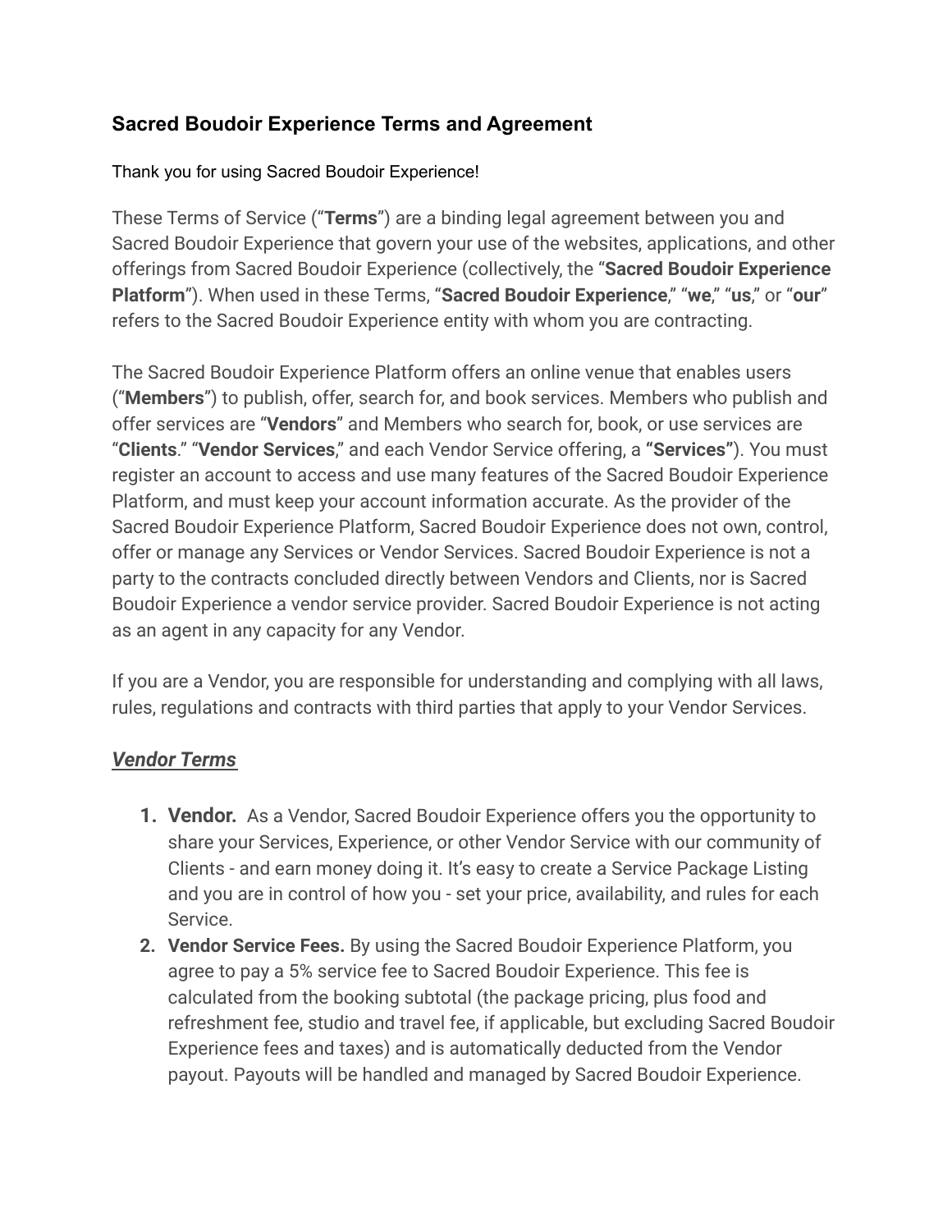## Sacred Boudoir Experience Terms and Agreement

Thank you for using Sacred Boudoir Experience!

These Terms of Service ("**Terms**") are a binding legal agreement between you and Sacred Boudoir Experience that govern your use of the websites, applications, and other offerings from Sacred Boudoir Experience (collectively, the "**Sacred Boudoir Experience Platform**"). When used in these Terms, "**Sacred Boudoir Experience**," "**we**," "**us**," or "**our**" refers to the Sacred Boudoir Experience entity with whom you are contracting.

The Sacred Boudoir Experience Platform offers an online venue that enables users ("**Members**") to publish, offer, search for, and book services. Members who publish and offer services are "**Vendors**" and Members who search for, book, or use services are "**Clients**." "**Vendor Services**," and each Vendor Service offering, a **"Services"**). You must register an account to access and use many features of the Sacred Boudoir Experience Platform, and must keep your account information accurate. As the provider of the Sacred Boudoir Experience Platform, Sacred Boudoir Experience does not own, control, offer or manage any Services or Vendor Services. Sacred Boudoir Experience is not a party to the contracts concluded directly between Vendors and Clients, nor is Sacred Boudoir Experience a vendor service provider. Sacred Boudoir Experience is not acting as an agent in any capacity for any Vendor.

If you are a Vendor, you are responsible for understanding and complying with all laws, rules, regulations and contracts with third parties that apply to your Vendor Services.

### ***Vendor Terms***

1. **Vendor.** As a Vendor, Sacred Boudoir Experience offers you the opportunity to share your Services, Experience, or other Vendor Service with our community of Clients - and earn money doing it. It's easy to create a Service Package Listing and you are in control of how you - set your price, availability, and rules for each Service.
2. **Vendor Service Fees.** By using the Sacred Boudoir Experience Platform, you agree to pay a 5% service fee to Sacred Boudoir Experience. This fee is calculated from the booking subtotal (the package pricing, plus food and refreshment fee, studio and travel fee, if applicable, but excluding Sacred Boudoir Experience fees and taxes) and is automatically deducted from the Vendor payout. Payouts will be handled and managed by Sacred Boudoir Experience.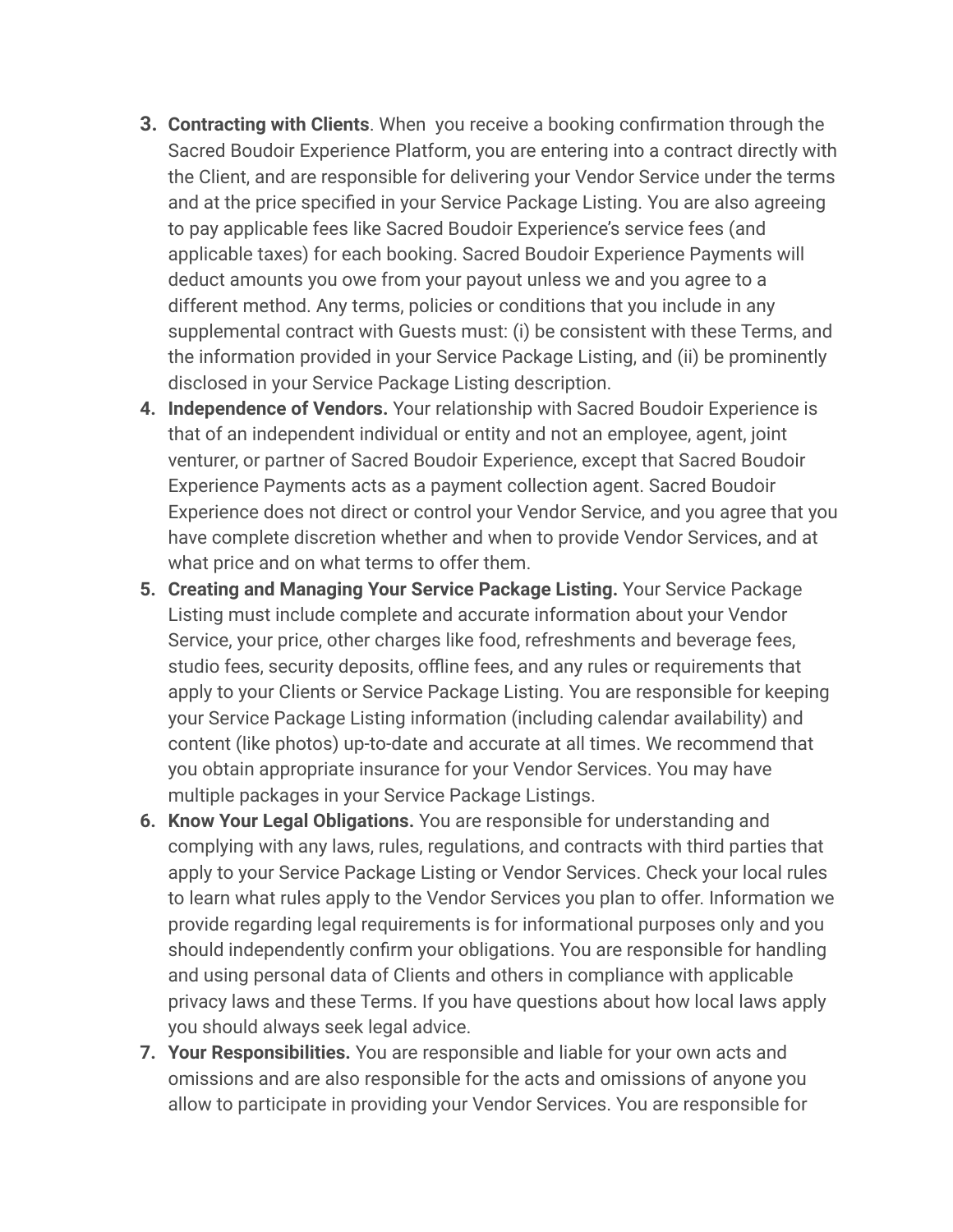3. **Contracting with Clients**. When you receive a booking confirmation through the Sacred Boudoir Experience Platform, you are entering into a contract directly with the Client, and are responsible for delivering your Vendor Service under the terms and at the price specified in your Service Package Listing. You are also agreeing to pay applicable fees like Sacred Boudoir Experience's service fees (and applicable taxes) for each booking. Sacred Boudoir Experience Payments will deduct amounts you owe from your payout unless we and you agree to a different method. Any terms, policies or conditions that you include in any supplemental contract with Guests must: (i) be consistent with these Terms, and the information provided in your Service Package Listing, and (ii) be prominently disclosed in your Service Package Listing description.
4. **Independence of Vendors.** Your relationship with Sacred Boudoir Experience is that of an independent individual or entity and not an employee, agent, joint venturer, or partner of Sacred Boudoir Experience, except that Sacred Boudoir Experience Payments acts as a payment collection agent. Sacred Boudoir Experience does not direct or control your Vendor Service, and you agree that you have complete discretion whether and when to provide Vendor Services, and at what price and on what terms to offer them.
5. **Creating and Managing Your Service Package Listing.** Your Service Package Listing must include complete and accurate information about your Vendor Service, your price, other charges like food, refreshments and beverage fees, studio fees, security deposits, offline fees, and any rules or requirements that apply to your Clients or Service Package Listing. You are responsible for keeping your Service Package Listing information (including calendar availability) and content (like photos) up-to-date and accurate at all times. We recommend that you obtain appropriate insurance for your Vendor Services. You may have multiple packages in your Service Package Listings.
6. **Know Your Legal Obligations.** You are responsible for understanding and complying with any laws, rules, regulations, and contracts with third parties that apply to your Service Package Listing or Vendor Services. Check your local rules to learn what rules apply to the Vendor Services you plan to offer. Information we provide regarding legal requirements is for informational purposes only and you should independently confirm your obligations. You are responsible for handling and using personal data of Clients and others in compliance with applicable privacy laws and these Terms. If you have questions about how local laws apply you should always seek legal advice.
7. **Your Responsibilities.** You are responsible and liable for your own acts and omissions and are also responsible for the acts and omissions of anyone you allow to participate in providing your Vendor Services. You are responsible for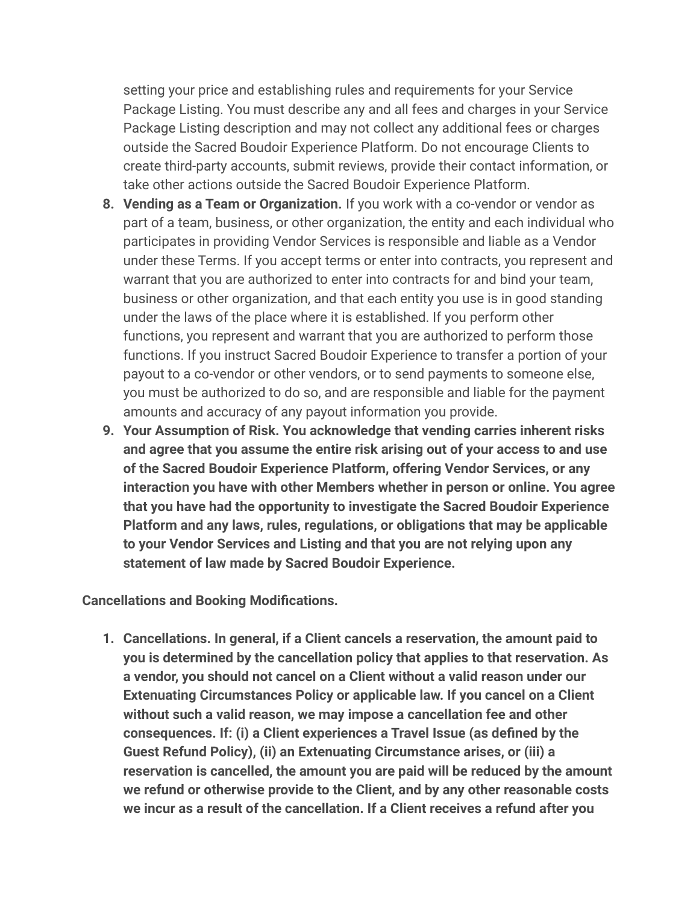setting your price and establishing rules and requirements for your Service Package Listing. You must describe any and all fees and charges in your Service Package Listing description and may not collect any additional fees or charges outside the Sacred Boudoir Experience Platform. Do not encourage Clients to create third-party accounts, submit reviews, provide their contact information, or take other actions outside the Sacred Boudoir Experience Platform.

8. **Vending as a Team or Organization.** If you work with a co-vendor or vendor as part of a team, business, or other organization, the entity and each individual who participates in providing Vendor Services is responsible and liable as a Vendor under these Terms. If you accept terms or enter into contracts, you represent and warrant that you are authorized to enter into contracts for and bind your team, business or other organization, and that each entity you use is in good standing under the laws of the place where it is established. If you perform other functions, you represent and warrant that you are authorized to perform those functions. If you instruct Sacred Boudoir Experience to transfer a portion of your payout to a co-vendor or other vendors, or to send payments to someone else, you must be authorized to do so, and are responsible and liable for the payment amounts and accuracy of any payout information you provide.
9. **Your Assumption of Risk. You acknowledge that vending carries inherent risks and agree that you assume the entire risk arising out of your access to and use of the Sacred Boudoir Experience Platform, offering Vendor Services, or any interaction you have with other Members whether in person or online. You agree that you have had the opportunity to investigate the Sacred Boudoir Experience Platform and any laws, rules, regulations, or obligations that may be applicable to your Vendor Services and Listing and that you are not relying upon any statement of law made by Sacred Boudoir Experience.**

**Cancellations and Booking Modifications.**

1. **Cancellations. In general, if a Client cancels a reservation, the amount paid to you is determined by the cancellation policy that applies to that reservation. As a vendor, you should not cancel on a Client without a valid reason under our Extenuating Circumstances Policy or applicable law. If you cancel on a Client without such a valid reason, we may impose a cancellation fee and other consequences. If: (i) a Client experiences a Travel Issue (as defined by the Guest Refund Policy), (ii) an Extenuating Circumstance arises, or (iii) a reservation is cancelled, the amount you are paid will be reduced by the amount we refund or otherwise provide to the Client, and by any other reasonable costs we incur as a result of the cancellation. If a Client receives a refund after you**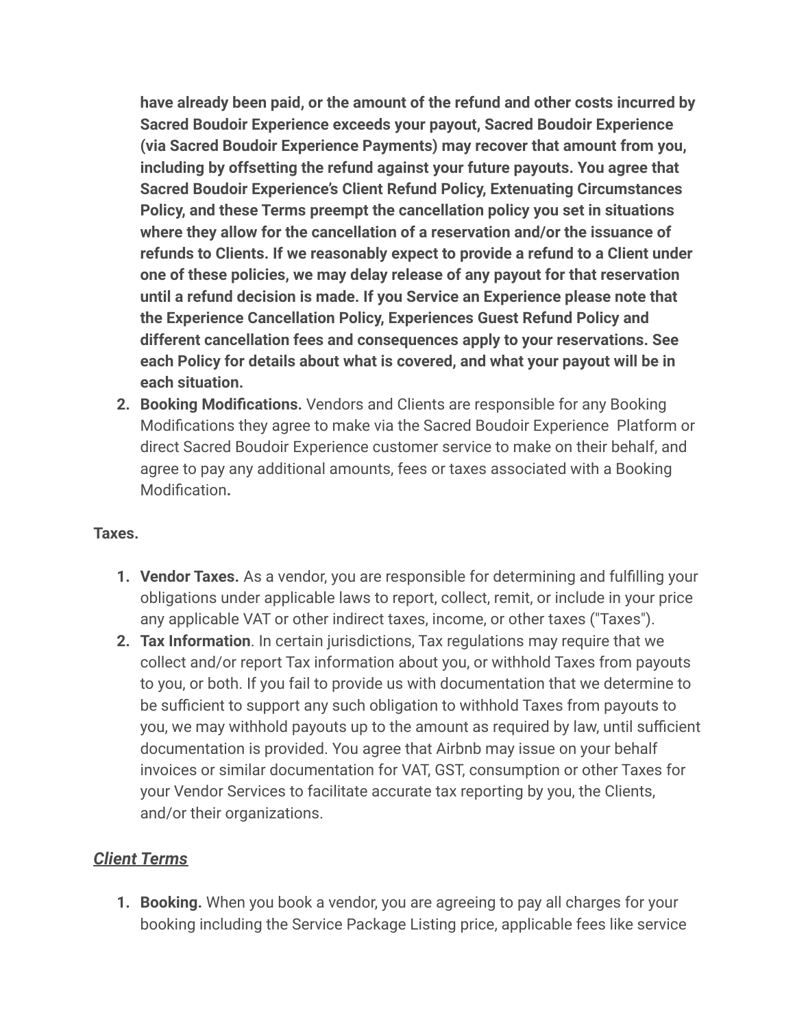**have already been paid, or the amount of the refund and other costs incurred by Sacred Boudoir Experience exceeds your payout, Sacred Boudoir Experience (via Sacred Boudoir Experience Payments) may recover that amount from you, including by offsetting the refund against your future payouts. You agree that Sacred Boudoir Experience's Client Refund Policy, Extenuating Circumstances Policy, and these Terms preempt the cancellation policy you set in situations where they allow for the cancellation of a reservation and/or the issuance of refunds to Clients. If we reasonably expect to provide a refund to a Client under one of these policies, we may delay release of any payout for that reservation until a refund decision is made. If you Service an Experience please note that the Experience Cancellation Policy, Experiences Guest Refund Policy and different cancellation fees and consequences apply to your reservations. See each Policy for details about what is covered, and what your payout will be in each situation.**

2. **Booking Modifications.** Vendors and Clients are responsible for any Booking Modifications they agree to make via the Sacred Boudoir Experience Platform or direct Sacred Boudoir Experience customer service to make on their behalf, and agree to pay any additional amounts, fees or taxes associated with a Booking Modification**.**

**Taxes.**

1. **Vendor Taxes.** As a vendor, you are responsible for determining and fulfilling your obligations under applicable laws to report, collect, remit, or include in your price any applicable VAT or other indirect taxes, income, or other taxes ("Taxes").
2. **Tax Information**. In certain jurisdictions, Tax regulations may require that we collect and/or report Tax information about you, or withhold Taxes from payouts to you, or both. If you fail to provide us with documentation that we determine to be sufficient to support any such obligation to withhold Taxes from payouts to you, we may withhold payouts up to the amount as required by law, until sufficient documentation is provided. You agree that Airbnb may issue on your behalf invoices or similar documentation for VAT, GST, consumption or other Taxes for your Vendor Services to facilitate accurate tax reporting by you, the Clients, and/or their organizations.

## ***Client Terms***

1. **Booking.** When you book a vendor, you are agreeing to pay all charges for your booking including the Service Package Listing price, applicable fees like service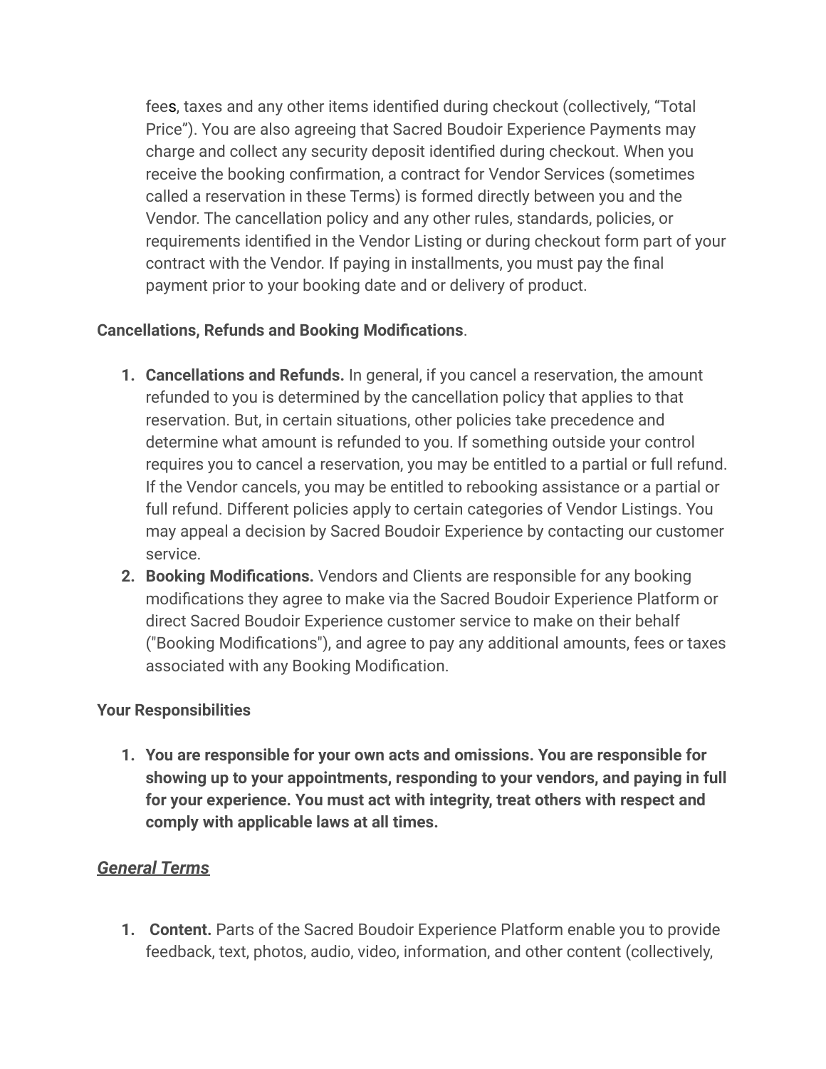fees, taxes and any other items identified during checkout (collectively, "Total Price"). You are also agreeing that Sacred Boudoir Experience Payments may charge and collect any security deposit identified during checkout. When you receive the booking confirmation, a contract for Vendor Services (sometimes called a reservation in these Terms) is formed directly between you and the Vendor. The cancellation policy and any other rules, standards, policies, or requirements identified in the Vendor Listing or during checkout form part of your contract with the Vendor. If paying in installments, you must pay the final payment prior to your booking date and or delivery of product.

**Cancellations, Refunds and Booking Modifications**.

1. **Cancellations and Refunds.** In general, if you cancel a reservation, the amount refunded to you is determined by the cancellation policy that applies to that reservation. But, in certain situations, other policies take precedence and determine what amount is refunded to you. If something outside your control requires you to cancel a reservation, you may be entitled to a partial or full refund. If the Vendor cancels, you may be entitled to rebooking assistance or a partial or full refund. Different policies apply to certain categories of Vendor Listings. You may appeal a decision by Sacred Boudoir Experience by contacting our customer service.
2. **Booking Modifications.** Vendors and Clients are responsible for any booking modifications they agree to make via the Sacred Boudoir Experience Platform or direct Sacred Boudoir Experience customer service to make on their behalf ("Booking Modifications"), and agree to pay any additional amounts, fees or taxes associated with any Booking Modification.

**Your Responsibilities**

1. **You are responsible for your own acts and omissions. You are responsible for showing up to your appointments, responding to your vendors, and paying in full for your experience. You must act with integrity, treat others with respect and comply with applicable laws at all times.**

***General Terms***

1. **Content.** Parts of the Sacred Boudoir Experience Platform enable you to provide feedback, text, photos, audio, video, information, and other content (collectively,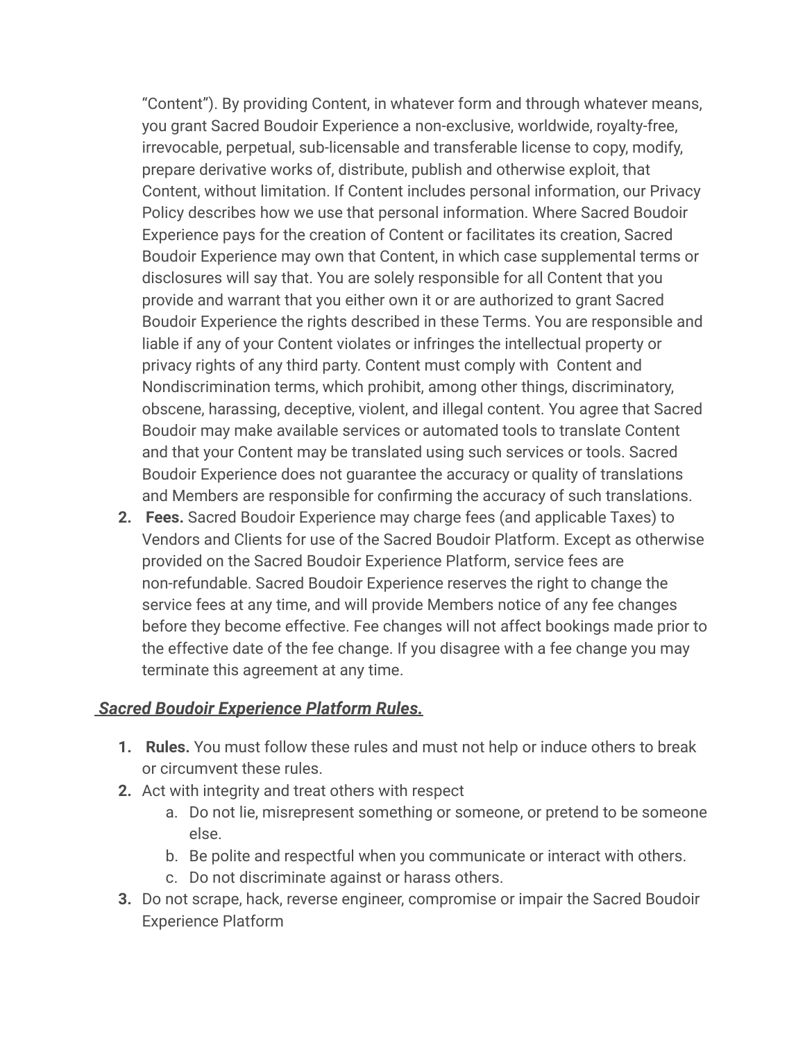"Content"). By providing Content, in whatever form and through whatever means, you grant Sacred Boudoir Experience a non-exclusive, worldwide, royalty-free, irrevocable, perpetual, sub-licensable and transferable license to copy, modify, prepare derivative works of, distribute, publish and otherwise exploit, that Content, without limitation. If Content includes personal information, our Privacy Policy describes how we use that personal information. Where Sacred Boudoir Experience pays for the creation of Content or facilitates its creation, Sacred Boudoir Experience may own that Content, in which case supplemental terms or disclosures will say that. You are solely responsible for all Content that you provide and warrant that you either own it or are authorized to grant Sacred Boudoir Experience the rights described in these Terms. You are responsible and liable if any of your Content violates or infringes the intellectual property or privacy rights of any third party. Content must comply with Content and Nondiscrimination terms, which prohibit, among other things, discriminatory, obscene, harassing, deceptive, violent, and illegal content. You agree that Sacred Boudoir may make available services or automated tools to translate Content and that your Content may be translated using such services or tools. Sacred Boudoir Experience does not guarantee the accuracy or quality of translations and Members are responsible for confirming the accuracy of such translations.

2. **Fees.** Sacred Boudoir Experience may charge fees (and applicable Taxes) to Vendors and Clients for use of the Sacred Boudoir Platform. Except as otherwise provided on the Sacred Boudoir Experience Platform, service fees are non-refundable. Sacred Boudoir Experience reserves the right to change the service fees at any time, and will provide Members notice of any fee changes before they become effective. Fee changes will not affect bookings made prior to the effective date of the fee change. If you disagree with a fee change you may terminate this agreement at any time.

***Sacred Boudoir Experience Platform Rules.***

1. **Rules.** You must follow these rules and must not help or induce others to break or circumvent these rules.
2. Act with integrity and treat others with respect
   a. Do not lie, misrepresent something or someone, or pretend to be someone else.
   b. Be polite and respectful when you communicate or interact with others.
   c. Do not discriminate against or harass others.
3. Do not scrape, hack, reverse engineer, compromise or impair the Sacred Boudoir Experience Platform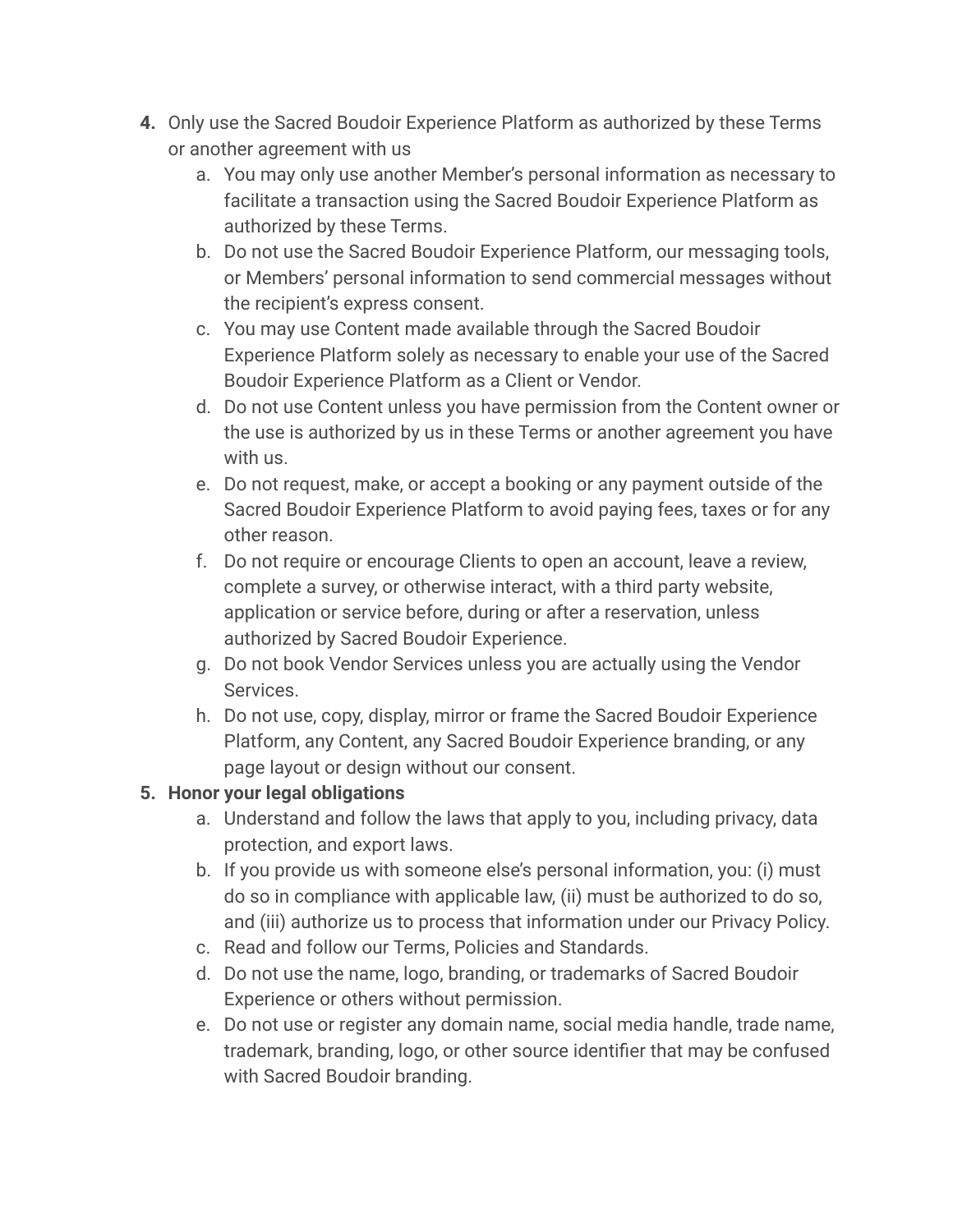4. Only use the Sacred Boudoir Experience Platform as authorized by these Terms or another agreement with us
    a. You may only use another Member's personal information as necessary to facilitate a transaction using the Sacred Boudoir Experience Platform as authorized by these Terms.
    b. Do not use the Sacred Boudoir Experience Platform, our messaging tools, or Members' personal information to send commercial messages without the recipient's express consent.
    c. You may use Content made available through the Sacred Boudoir Experience Platform solely as necessary to enable your use of the Sacred Boudoir Experience Platform as a Client or Vendor.
    d. Do not use Content unless you have permission from the Content owner or the use is authorized by us in these Terms or another agreement you have with us.
    e. Do not request, make, or accept a booking or any payment outside of the Sacred Boudoir Experience Platform to avoid paying fees, taxes or for any other reason.
    f. Do not require or encourage Clients to open an account, leave a review, complete a survey, or otherwise interact, with a third party website, application or service before, during or after a reservation, unless authorized by Sacred Boudoir Experience.
    g. Do not book Vendor Services unless you are actually using the Vendor Services.
    h. Do not use, copy, display, mirror or frame the Sacred Boudoir Experience Platform, any Content, any Sacred Boudoir Experience branding, or any page layout or design without our consent.
5. **Honor your legal obligations**
    a. Understand and follow the laws that apply to you, including privacy, data protection, and export laws.
    b. If you provide us with someone else's personal information, you: (i) must do so in compliance with applicable law, (ii) must be authorized to do so, and (iii) authorize us to process that information under our Privacy Policy.
    c. Read and follow our Terms, Policies and Standards.
    d. Do not use the name, logo, branding, or trademarks of Sacred Boudoir Experience or others without permission.
    e. Do not use or register any domain name, social media handle, trade name, trademark, branding, logo, or other source identifier that may be confused with Sacred Boudoir branding.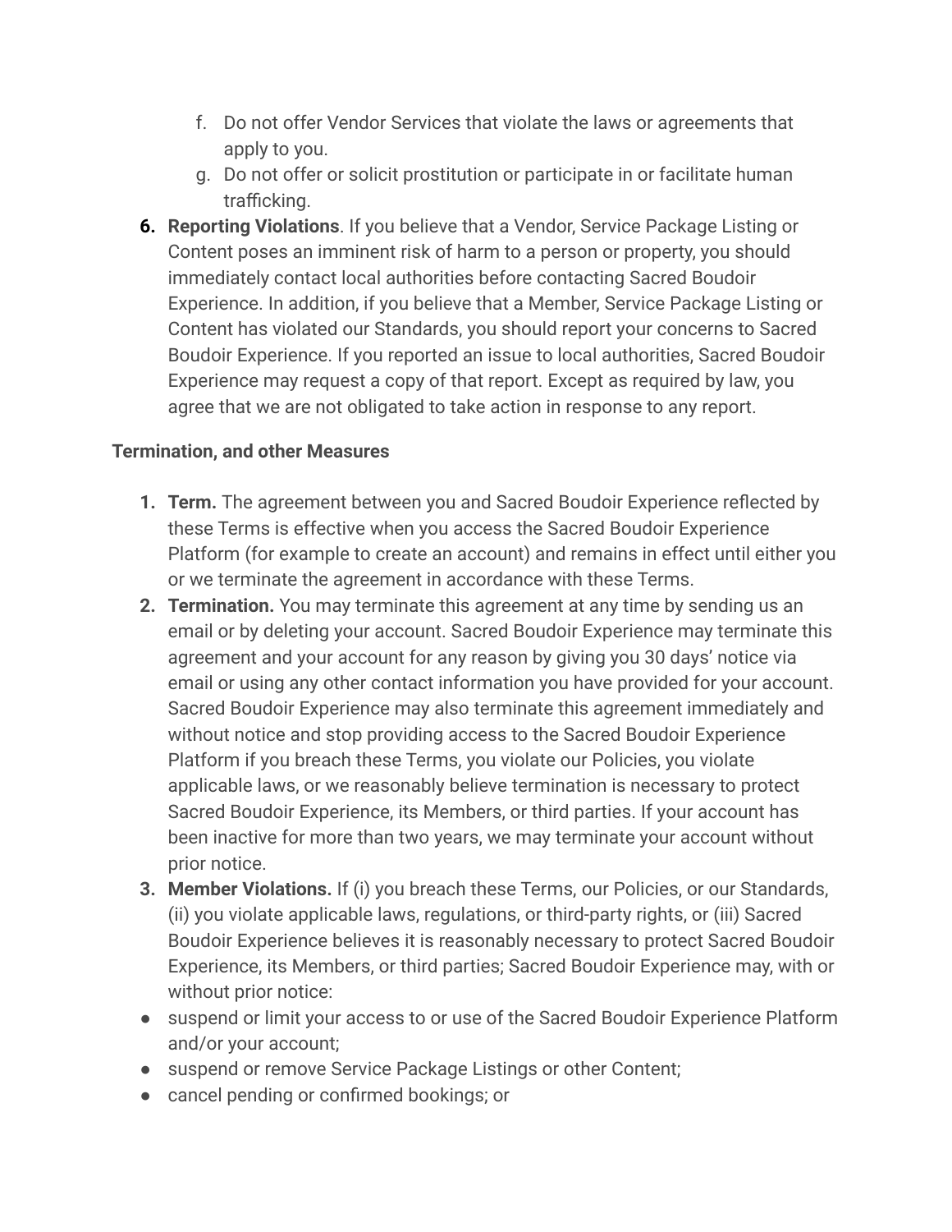f. Do not offer Vendor Services that violate the laws or agreements that apply to you.
g. Do not offer or solicit prostitution or participate in or facilitate human trafficking.

6. **Reporting Violations**. If you believe that a Vendor, Service Package Listing or Content poses an imminent risk of harm to a person or property, you should immediately contact local authorities before contacting Sacred Boudoir Experience. In addition, if you believe that a Member, Service Package Listing or Content has violated our Standards, you should report your concerns to Sacred Boudoir Experience. If you reported an issue to local authorities, Sacred Boudoir Experience may request a copy of that report. Except as required by law, you agree that we are not obligated to take action in response to any report.

**Termination, and other Measures**

1. **Term.** The agreement between you and Sacred Boudoir Experience reflected by these Terms is effective when you access the Sacred Boudoir Experience Platform (for example to create an account) and remains in effect until either you or we terminate the agreement in accordance with these Terms.
2. **Termination.** You may terminate this agreement at any time by sending us an email or by deleting your account. Sacred Boudoir Experience may terminate this agreement and your account for any reason by giving you 30 days' notice via email or using any other contact information you have provided for your account. Sacred Boudoir Experience may also terminate this agreement immediately and without notice and stop providing access to the Sacred Boudoir Experience Platform if you breach these Terms, you violate our Policies, you violate applicable laws, or we reasonably believe termination is necessary to protect Sacred Boudoir Experience, its Members, or third parties. If your account has been inactive for more than two years, we may terminate your account without prior notice.
3. **Member Violations.** If (i) you breach these Terms, our Policies, or our Standards, (ii) you violate applicable laws, regulations, or third-party rights, or (iii) Sacred Boudoir Experience believes it is reasonably necessary to protect Sacred Boudoir Experience, its Members, or third parties; Sacred Boudoir Experience may, with or without prior notice:

- suspend or limit your access to or use of the Sacred Boudoir Experience Platform and/or your account;
- suspend or remove Service Package Listings or other Content;
- cancel pending or confirmed bookings; or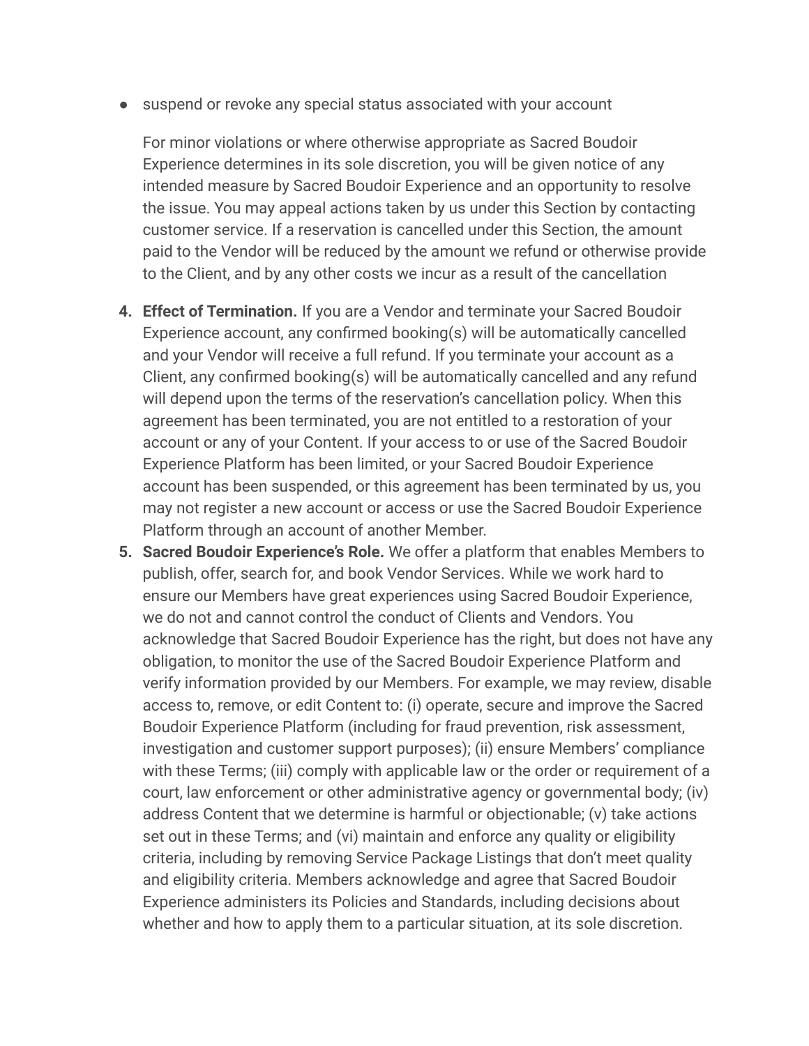- suspend or revoke any special status associated with your account

  For minor violations or where otherwise appropriate as Sacred Boudoir Experience determines in its sole discretion, you will be given notice of any intended measure by Sacred Boudoir Experience and an opportunity to resolve the issue. You may appeal actions taken by us under this Section by contacting customer service. If a reservation is cancelled under this Section, the amount paid to the Vendor will be reduced by the amount we refund or otherwise provide to the Client, and by any other costs we incur as a result of the cancellation

4. **Effect of Termination.** If you are a Vendor and terminate your Sacred Boudoir Experience account, any confirmed booking(s) will be automatically cancelled and your Vendor will receive a full refund. If you terminate your account as a Client, any confirmed booking(s) will be automatically cancelled and any refund will depend upon the terms of the reservation's cancellation policy. When this agreement has been terminated, you are not entitled to a restoration of your account or any of your Content. If your access to or use of the Sacred Boudoir Experience Platform has been limited, or your Sacred Boudoir Experience account has been suspended, or this agreement has been terminated by us, you may not register a new account or access or use the Sacred Boudoir Experience Platform through an account of another Member.
5. **Sacred Boudoir Experience's Role.** We offer a platform that enables Members to publish, offer, search for, and book Vendor Services. While we work hard to ensure our Members have great experiences using Sacred Boudoir Experience, we do not and cannot control the conduct of Clients and Vendors. You acknowledge that Sacred Boudoir Experience has the right, but does not have any obligation, to monitor the use of the Sacred Boudoir Experience Platform and verify information provided by our Members. For example, we may review, disable access to, remove, or edit Content to: (i) operate, secure and improve the Sacred Boudoir Experience Platform (including for fraud prevention, risk assessment, investigation and customer support purposes); (ii) ensure Members' compliance with these Terms; (iii) comply with applicable law or the order or requirement of a court, law enforcement or other administrative agency or governmental body; (iv) address Content that we determine is harmful or objectionable; (v) take actions set out in these Terms; and (vi) maintain and enforce any quality or eligibility criteria, including by removing Service Package Listings that don't meet quality and eligibility criteria. Members acknowledge and agree that Sacred Boudoir Experience administers its Policies and Standards, including decisions about whether and how to apply them to a particular situation, at its sole discretion.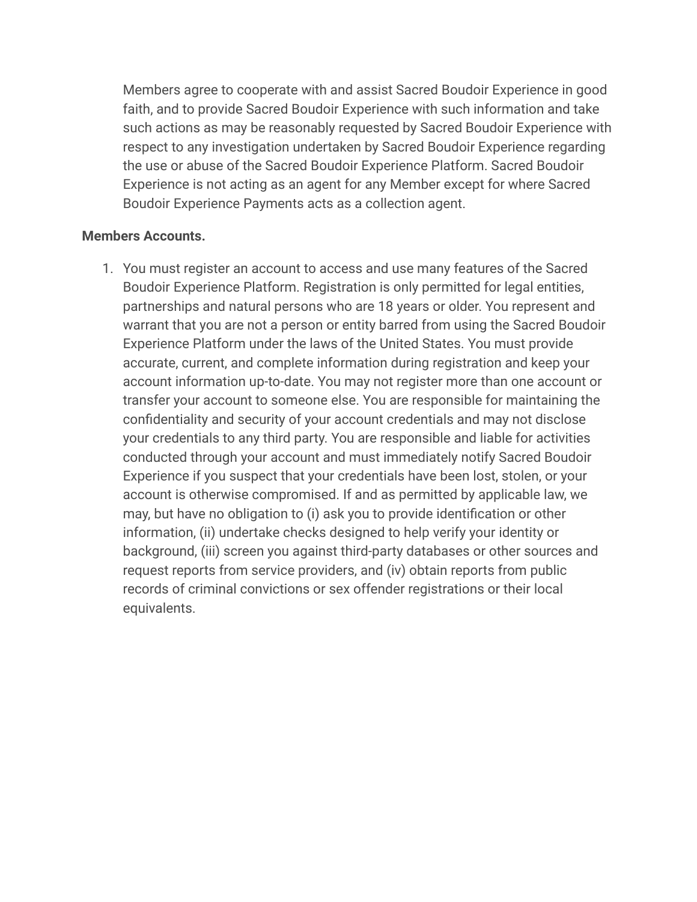Members agree to cooperate with and assist Sacred Boudoir Experience in good faith, and to provide Sacred Boudoir Experience with such information and take such actions as may be reasonably requested by Sacred Boudoir Experience with respect to any investigation undertaken by Sacred Boudoir Experience regarding the use or abuse of the Sacred Boudoir Experience Platform. Sacred Boudoir Experience is not acting as an agent for any Member except for where Sacred Boudoir Experience Payments acts as a collection agent.

**Members Accounts.**

1. You must register an account to access and use many features of the Sacred Boudoir Experience Platform. Registration is only permitted for legal entities, partnerships and natural persons who are 18 years or older. You represent and warrant that you are not a person or entity barred from using the Sacred Boudoir Experience Platform under the laws of the United States. You must provide accurate, current, and complete information during registration and keep your account information up-to-date. You may not register more than one account or transfer your account to someone else. You are responsible for maintaining the confidentiality and security of your account credentials and may not disclose your credentials to any third party. You are responsible and liable for activities conducted through your account and must immediately notify Sacred Boudoir Experience if you suspect that your credentials have been lost, stolen, or your account is otherwise compromised. If and as permitted by applicable law, we may, but have no obligation to (i) ask you to provide identification or other information, (ii) undertake checks designed to help verify your identity or background, (iii) screen you against third-party databases or other sources and request reports from service providers, and (iv) obtain reports from public records of criminal convictions or sex offender registrations or their local equivalents.